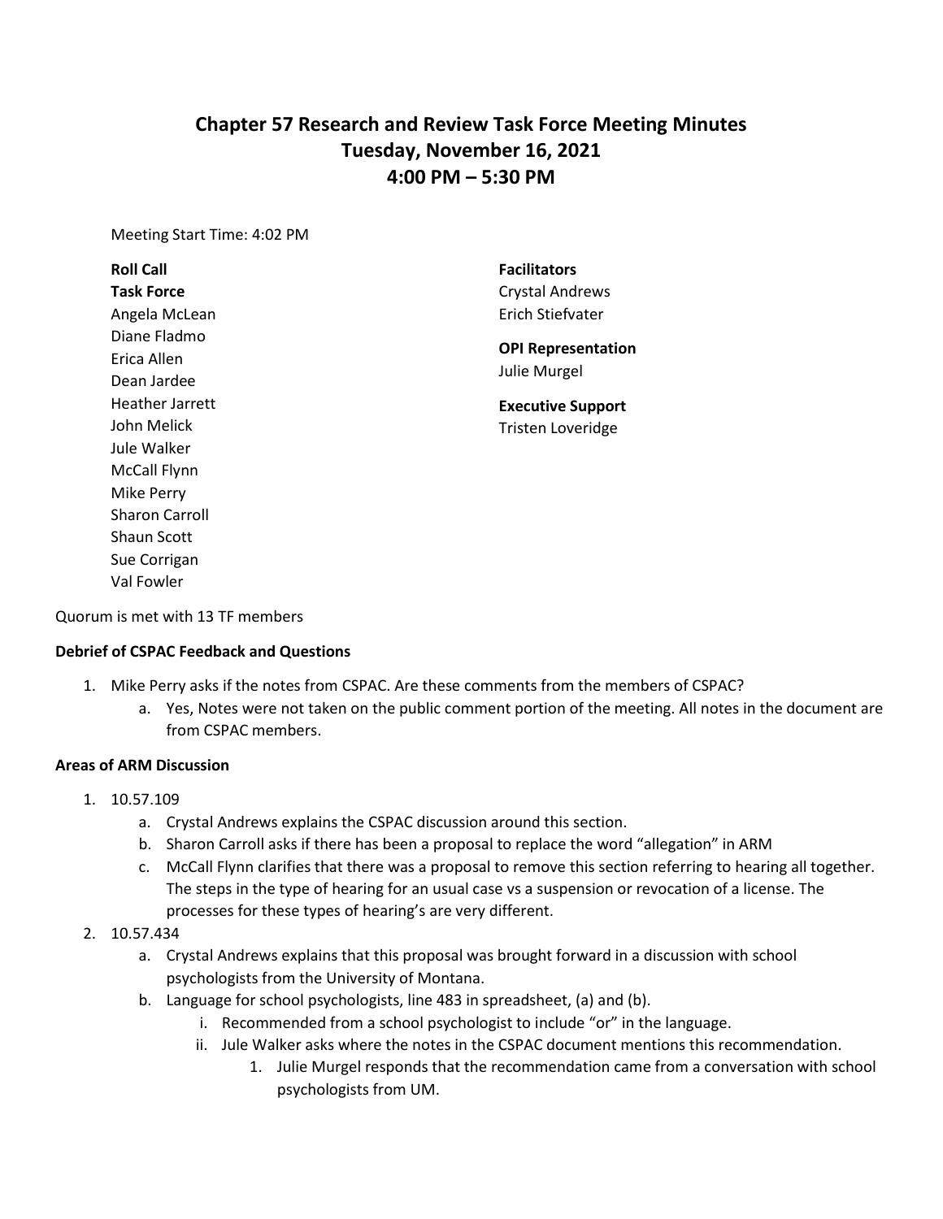# Chapter 57 Research and Review Task Force Meeting Minutes
## Tuesday, November 16, 2021
## 4:00 PM – 5:30 PM

Meeting Start Time: 4:02 PM

**Roll Call**

**Task Force**
Angela McLean
Diane Fladmo
Erica Allen
Dean Jardee
Heather Jarrett
John Melick
Jule Walker
McCall Flynn
Mike Perry
Sharon Carroll
Shaun Scott
Sue Corrigan
Val Fowler

**Facilitators**
Crystal Andrews
Erich Stiefvater

**OPI Representation**
Julie Murgel

**Executive Support**
Tristen Loveridge

Quorum is met with 13 TF members

**Debrief of CSPAC Feedback and Questions**

1. Mike Perry asks if the notes from CSPAC. Are these comments from the members of CSPAC?
    a. Yes, Notes were not taken on the public comment portion of the meeting. All notes in the document are from CSPAC members.

**Areas of ARM Discussion**

1. 10.57.109
    a. Crystal Andrews explains the CSPAC discussion around this section.
    b. Sharon Carroll asks if there has been a proposal to replace the word "allegation" in ARM
    c. McCall Flynn clarifies that there was a proposal to remove this section referring to hearing all together. The steps in the type of hearing for an usual case vs a suspension or revocation of a license. The processes for these types of hearing's are very different.
2. 10.57.434
    a. Crystal Andrews explains that this proposal was brought forward in a discussion with school psychologists from the University of Montana.
    b. Language for school psychologists, line 483 in spreadsheet, (a) and (b).
        i. Recommended from a school psychologist to include "or" in the language.
        ii. Jule Walker asks where the notes in the CSPAC document mentions this recommendation.
            1. Julie Murgel responds that the recommendation came from a conversation with school psychologists from UM.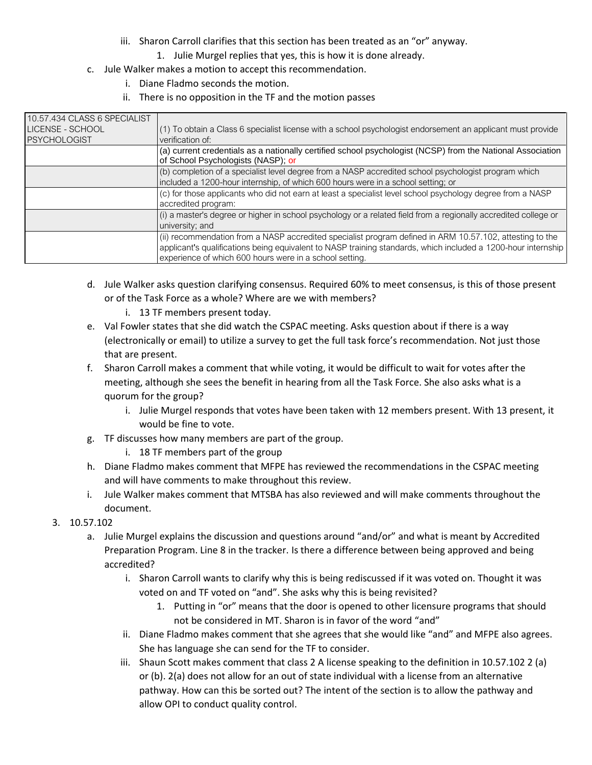iii. Sharon Carroll clarifies that this section has been treated as an "or" anyway.
      1. Julie Murgel replies that yes, this is how it is done already.

c. Jule Walker makes a motion to accept this recommendation.
   i. Diane Fladmo seconds the motion.
   ii. There is no opposition in the TF and the motion passes

| 10.57.434 CLASS 6 SPECIALIST LICENSE - SCHOOL PSYCHOLOGIST | (1) To obtain a Class 6 specialist license with a school psychologist endorsement an applicant must provide verification of: |
|---|---|
| | (a) current credentials as a nationally certified school psychologist (NCSP) from the National Association of School Psychologists (NASP); or |
| | (b) completion of a specialist level degree from a NASP accredited school psychologist program which included a 1200-hour internship, of which 600 hours were in a school setting; or |
| | (c) for those applicants who did not earn at least a specialist level school psychology degree from a NASP accredited program: |
| | (i) a master's degree or higher in school psychology or a related field from a regionally accredited college or university; and |
| | (ii) recommendation from a NASP accredited specialist program defined in ARM 10.57.102, attesting to the applicant's qualifications being equivalent to NASP training standards, which included a 1200-hour internship experience of which 600 hours were in a school setting. |

d. Jule Walker asks question clarifying consensus. Required 60% to meet consensus, is this of those present or of the Task Force as a whole? Where are we with members?
   i. 13 TF members present today.

e. Val Fowler states that she did watch the CSPAC meeting. Asks question about if there is a way (electronically or email) to utilize a survey to get the full task force's recommendation. Not just those that are present.

f. Sharon Carroll makes a comment that while voting, it would be difficult to wait for votes after the meeting, although she sees the benefit in hearing from all the Task Force. She also asks what is a quorum for the group?
   i. Julie Murgel responds that votes have been taken with 12 members present. With 13 present, it would be fine to vote.

g. TF discusses how many members are part of the group.
   i. 18 TF members part of the group

h. Diane Fladmo makes comment that MFPE has reviewed the recommendations in the CSPAC meeting and will have comments to make throughout this review.

i. Jule Walker makes comment that MTSBA has also reviewed and will make comments throughout the document.

3. 10.57.102
   a. Julie Murgel explains the discussion and questions around "and/or" and what is meant by Accredited Preparation Program. Line 8 in the tracker. Is there a difference between being approved and being accredited?
      i. Sharon Carroll wants to clarify why this is being rediscussed if it was voted on. Thought it was voted on and TF voted on "and". She asks why this is being revisited?
         1. Putting in "or" means that the door is opened to other licensure programs that should not be considered in MT. Sharon is in favor of the word "and"
      ii. Diane Fladmo makes comment that she agrees that she would like "and" and MFPE also agrees. She has language she can send for the TF to consider.
      iii. Shaun Scott makes comment that class 2 A license speaking to the definition in 10.57.102 2 (a) or (b). 2(a) does not allow for an out of state individual with a license from an alternative pathway. How can this be sorted out? The intent of the section is to allow the pathway and allow OPI to conduct quality control.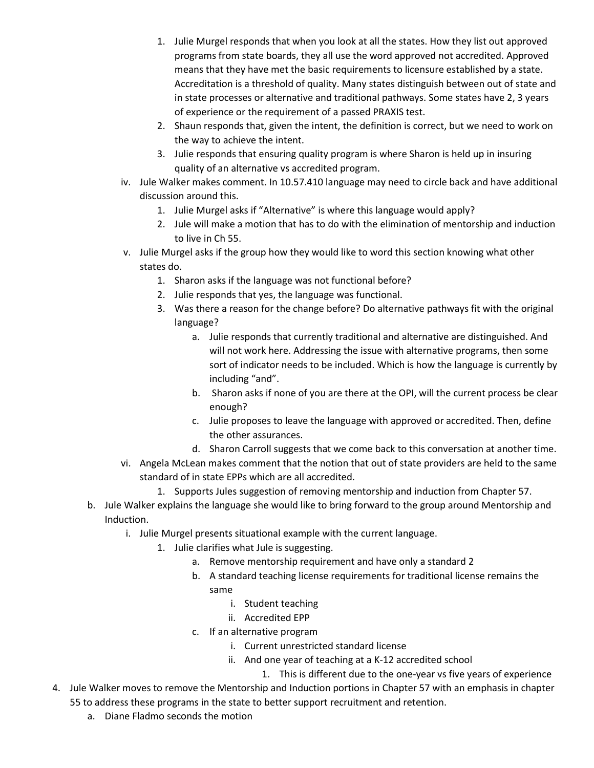1. Julie Murgel responds that when you look at all the states. How they list out approved programs from state boards, they all use the word approved not accredited. Approved means that they have met the basic requirements to licensure established by a state. Accreditation is a threshold of quality. Many states distinguish between out of state and in state processes or alternative and traditional pathways. Some states have 2, 3 years of experience or the requirement of a passed PRAXIS test.
      2. Shaun responds that, given the intent, the definition is correct, but we need to work on the way to achieve the intent.
      3. Julie responds that ensuring quality program is where Sharon is held up in insuring quality of an alternative vs accredited program.
    - iv. Jule Walker makes comment. In 10.57.410 language may need to circle back and have additional discussion around this.
      1. Julie Murgel asks if "Alternative" is where this language would apply?
      2. Jule will make a motion that has to do with the elimination of mentorship and induction to live in Ch 55.
    - v. Julie Murgel asks if the group how they would like to word this section knowing what other states do.
      1. Sharon asks if the language was not functional before?
      2. Julie responds that yes, the language was functional.
      3. Was there a reason for the change before? Do alternative pathways fit with the original language?
         - a. Julie responds that currently traditional and alternative are distinguished. And will not work here. Addressing the issue with alternative programs, then some sort of indicator needs to be included. Which is how the language is currently by including "and".
         - b. Sharon asks if none of you are there at the OPI, will the current process be clear enough?
         - c. Julie proposes to leave the language with approved or accredited. Then, define the other assurances.
         - d. Sharon Carroll suggests that we come back to this conversation at another time.
    - vi. Angela McLean makes comment that the notion that out of state providers are held to the same standard of in state EPPs which are all accredited.
      1. Supports Jules suggestion of removing mentorship and induction from Chapter 57.
  - b. Jule Walker explains the language she would like to bring forward to the group around Mentorship and Induction.
    - i. Julie Murgel presents situational example with the current language.
      1. Julie clarifies what Jule is suggesting.
         - a. Remove mentorship requirement and have only a standard 2
         - b. A standard teaching license requirements for traditional license remains the same
           - i. Student teaching
           - ii. Accredited EPP
         - c. If an alternative program
           - i. Current unrestricted standard license
           - ii. And one year of teaching at a K-12 accredited school
             1. This is different due to the one-year vs five years of experience

4. Jule Walker moves to remove the Mentorship and Induction portions in Chapter 57 with an emphasis in chapter 55 to address these programs in the state to better support recruitment and retention.
   - a. Diane Fladmo seconds the motion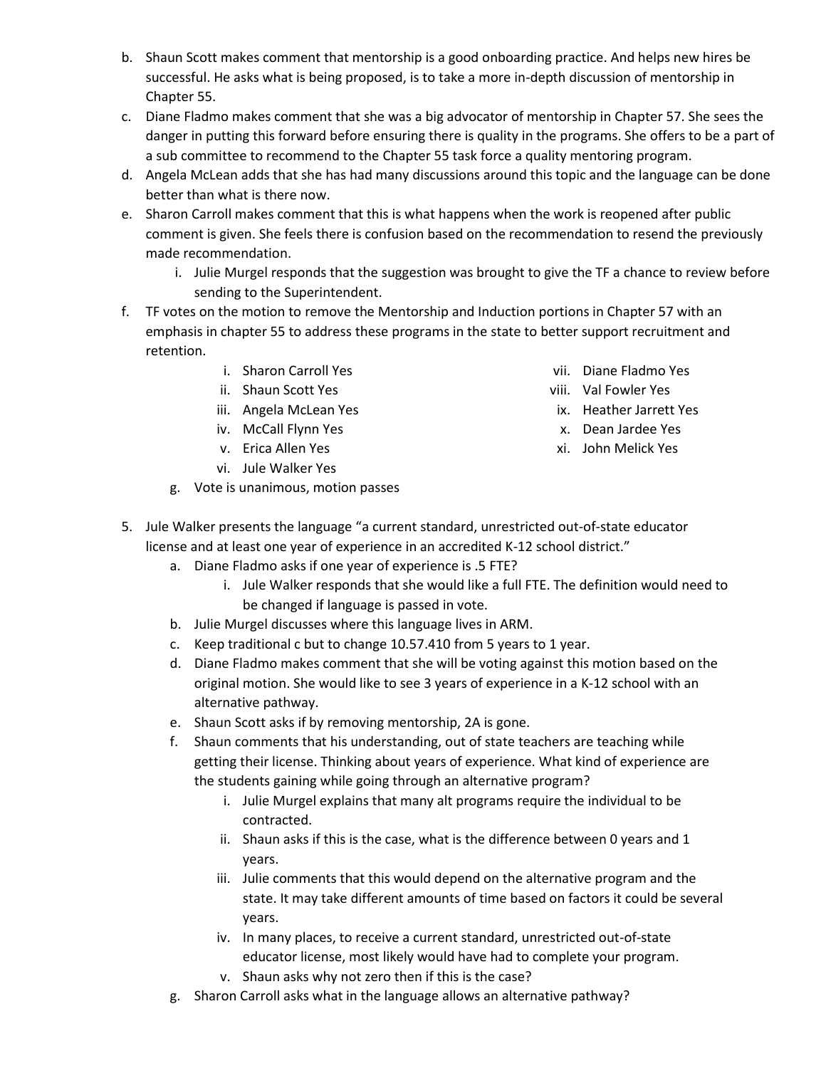b. Shaun Scott makes comment that mentorship is a good onboarding practice. And helps new hires be successful. He asks what is being proposed, is to take a more in-depth discussion of mentorship in Chapter 55.

c. Diane Fladmo makes comment that she was a big advocator of mentorship in Chapter 57. She sees the danger in putting this forward before ensuring there is quality in the programs. She offers to be a part of a sub committee to recommend to the Chapter 55 task force a quality mentoring program.

d. Angela McLean adds that she has had many discussions around this topic and the language can be done better than what is there now.

e. Sharon Carroll makes comment that this is what happens when the work is reopened after public comment is given. She feels there is confusion based on the recommendation to resend the previously made recommendation.
   i. Julie Murgel responds that the suggestion was brought to give the TF a chance to review before sending to the Superintendent.

f. TF votes on the motion to remove the Mentorship and Induction portions in Chapter 57 with an emphasis in chapter 55 to address these programs in the state to better support recruitment and retention.
   i. Sharon Carroll Yes
   ii. Shaun Scott Yes
   iii. Angela McLean Yes
   iv. McCall Flynn Yes
   v. Erica Allen Yes
   vi. Jule Walker Yes
   vii. Diane Fladmo Yes
   viii. Val Fowler Yes
   ix. Heather Jarrett Yes
   x. Dean Jardee Yes
   xi. John Melick Yes

g. Vote is unanimous, motion passes

5. Jule Walker presents the language "a current standard, unrestricted out-of-state educator license and at least one year of experience in an accredited K-12 school district."
   a. Diane Fladmo asks if one year of experience is .5 FTE?
      i. Jule Walker responds that she would like a full FTE. The definition would need to be changed if language is passed in vote.
   b. Julie Murgel discusses where this language lives in ARM.
   c. Keep traditional c but to change 10.57.410 from 5 years to 1 year.
   d. Diane Fladmo makes comment that she will be voting against this motion based on the original motion. She would like to see 3 years of experience in a K-12 school with an alternative pathway.
   e. Shaun Scott asks if by removing mentorship, 2A is gone.
   f. Shaun comments that his understanding, out of state teachers are teaching while getting their license. Thinking about years of experience. What kind of experience are the students gaining while going through an alternative program?
      i. Julie Murgel explains that many alt programs require the individual to be contracted.
      ii. Shaun asks if this is the case, what is the difference between 0 years and 1 years.
      iii. Julie comments that this would depend on the alternative program and the state. It may take different amounts of time based on factors it could be several years.
      iv. In many places, to receive a current standard, unrestricted out-of-state educator license, most likely would have had to complete your program.
      v. Shaun asks why not zero then if this is the case?
   g. Sharon Carroll asks what in the language allows an alternative pathway?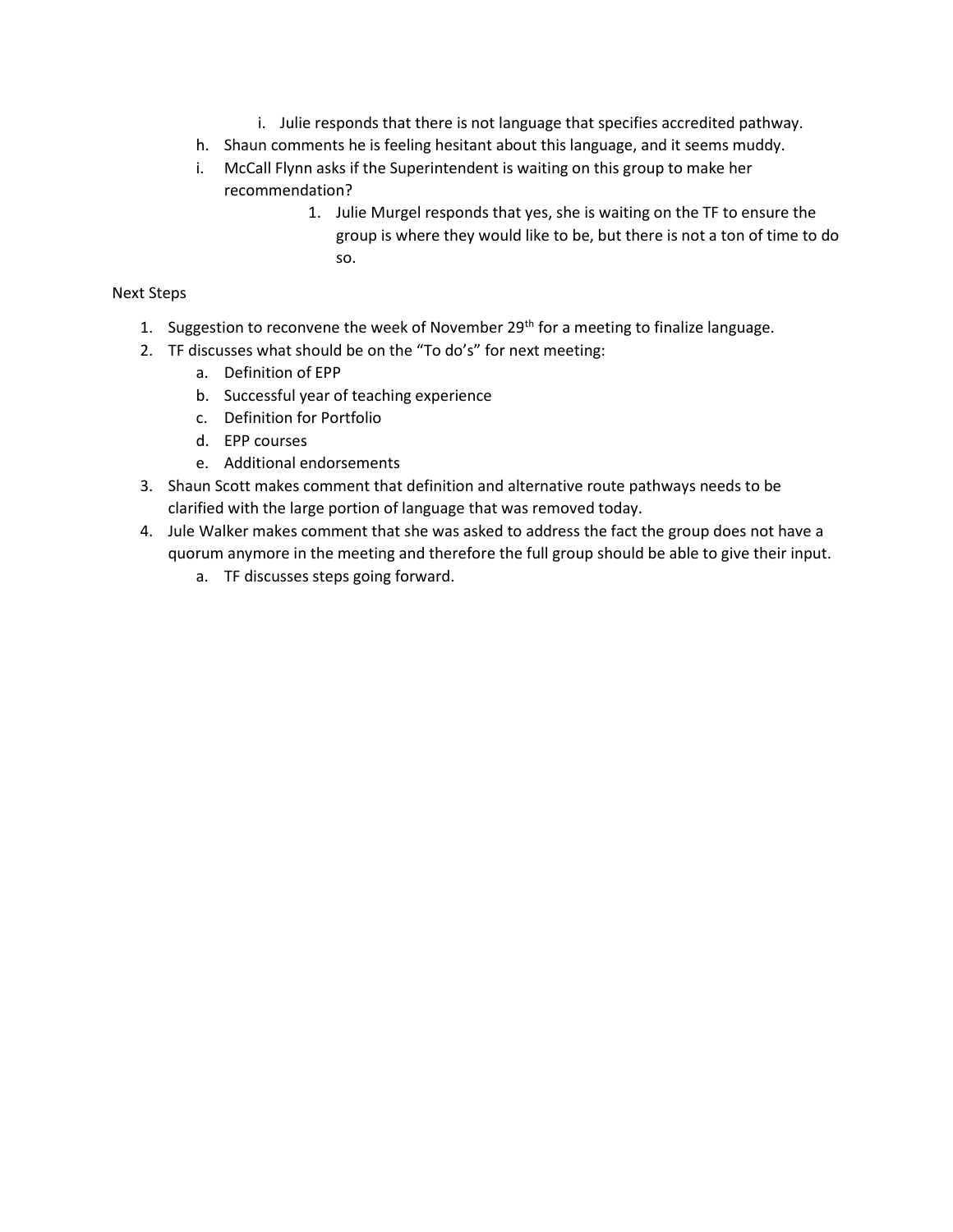i. Julie responds that there is not language that specifies accredited pathway.

h. Shaun comments he is feeling hesitant about this language, and it seems muddy.

i. McCall Flynn asks if the Superintendent is waiting on this group to make her recommendation?

1. Julie Murgel responds that yes, she is waiting on the TF to ensure the group is where they would like to be, but there is not a ton of time to do so.

Next Steps

1. Suggestion to reconvene the week of November 29th for a meeting to finalize language.
2. TF discusses what should be on the "To do's" for next meeting:
   a. Definition of EPP
   b. Successful year of teaching experience
   c. Definition for Portfolio
   d. EPP courses
   e. Additional endorsements
3. Shaun Scott makes comment that definition and alternative route pathways needs to be clarified with the large portion of language that was removed today.
4. Jule Walker makes comment that she was asked to address the fact the group does not have a quorum anymore in the meeting and therefore the full group should be able to give their input.
   a. TF discusses steps going forward.